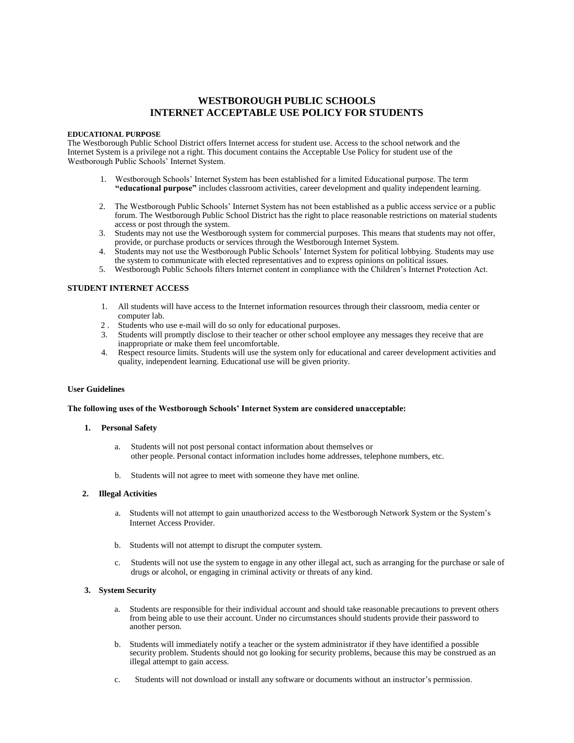# WESTBOROUGH PUBLIC SCHOOLS
# INTERNET ACCEPTABLE USE POLICY FOR STUDENTS

**EDUCATIONAL PURPOSE**

The Westborough Public School District offers Internet access for student use. Access to the school network and the Internet System is a privilege not a right. This document contains the Acceptable Use Policy for student use of the Westborough Public Schools' Internet System.

1. Westborough Schools' Internet System has been established for a limited Educational purpose. The term **"educational purpose"** includes classroom activities, career development and quality independent learning.
2. The Westborough Public Schools' Internet System has not been established as a public access service or a public forum. The Westborough Public School District has the right to place reasonable restrictions on material students access or post through the system.
3. Students may not use the Westborough system for commercial purposes. This means that students may not offer, provide, or purchase products or services through the Westborough Internet System.
4. Students may not use the Westborough Public Schools' Internet System for political lobbying. Students may use the system to communicate with elected representatives and to express opinions on political issues.
5. Westborough Public Schools filters Internet content in compliance with the Children's Internet Protection Act.

**STUDENT INTERNET ACCESS**

1. All students will have access to the Internet information resources through their classroom, media center or computer lab.
2. Students who use e-mail will do so only for educational purposes.
3. Students will promptly disclose to their teacher or other school employee any messages they receive that are inappropriate or make them feel uncomfortable.
4. Respect resource limits. Students will use the system only for educational and career development activities and quality, independent learning. Educational use will be given priority.

**User Guidelines**

**The following uses of the Westborough Schools' Internet System are considered unacceptable:**

1. **Personal Safety**

   a. Students will not post personal contact information about themselves or other people. Personal contact information includes home addresses, telephone numbers, etc.

   b. Students will not agree to meet with someone they have met online.

2. **Illegal Activities**

   a. Students will not attempt to gain unauthorized access to the Westborough Network System or the System's Internet Access Provider.

   b. Students will not attempt to disrupt the computer system.

   c. Students will not use the system to engage in any other illegal act, such as arranging for the purchase or sale of drugs or alcohol, or engaging in criminal activity or threats of any kind.

3. **System Security**

   a. Students are responsible for their individual account and should take reasonable precautions to prevent others from being able to use their account. Under no circumstances should students provide their password to another person.

   b. Students will immediately notify a teacher or the system administrator if they have identified a possible security problem. Students should not go looking for security problems, because this may be construed as an illegal attempt to gain access.

   c. Students will not download or install any software or documents without an instructor's permission.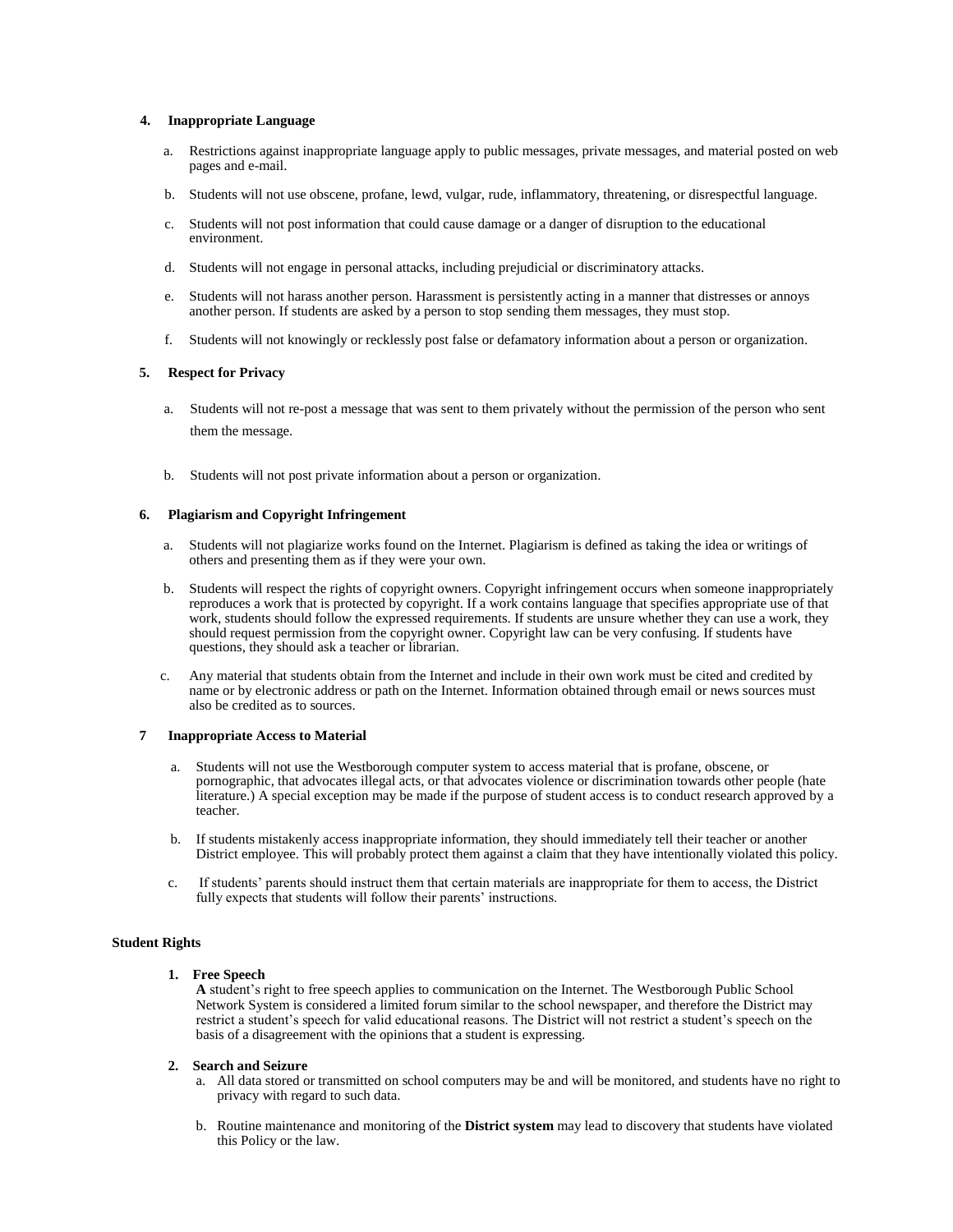**4. Inappropriate Language**

a. Restrictions against inappropriate language apply to public messages, private messages, and material posted on web pages and e-mail.

b. Students will not use obscene, profane, lewd, vulgar, rude, inflammatory, threatening, or disrespectful language.

c. Students will not post information that could cause damage or a danger of disruption to the educational environment.

d. Students will not engage in personal attacks, including prejudicial or discriminatory attacks.

e. Students will not harass another person. Harassment is persistently acting in a manner that distresses or annoys another person. If students are asked by a person to stop sending them messages, they must stop.

f. Students will not knowingly or recklessly post false or defamatory information about a person or organization.

**5. Respect for Privacy**

a. Students will not re-post a message that was sent to them privately without the permission of the person who sent them the message.

b. Students will not post private information about a person or organization.

**6. Plagiarism and Copyright Infringement**

a. Students will not plagiarize works found on the Internet. Plagiarism is defined as taking the idea or writings of others and presenting them as if they were your own.

b. Students will respect the rights of copyright owners. Copyright infringement occurs when someone inappropriately reproduces a work that is protected by copyright. If a work contains language that specifies appropriate use of that work, students should follow the expressed requirements. If students are unsure whether they can use a work, they should request permission from the copyright owner. Copyright law can be very confusing. If students have questions, they should ask a teacher or librarian.

c. Any material that students obtain from the Internet and include in their own work must be cited and credited by name or by electronic address or path on the Internet. Information obtained through email or news sources must also be credited as to sources.

**7 Inappropriate Access to Material**

a. Students will not use the Westborough computer system to access material that is profane, obscene, or pornographic, that advocates illegal acts, or that advocates violence or discrimination towards other people (hate literature.) A special exception may be made if the purpose of student access is to conduct research approved by a teacher.

b. If students mistakenly access inappropriate information, they should immediately tell their teacher or another District employee. This will probably protect them against a claim that they have intentionally violated this policy.

c. If students' parents should instruct them that certain materials are inappropriate for them to access, the District fully expects that students will follow their parents' instructions.

**Student Rights**

**1. Free Speech**

**A** student's right to free speech applies to communication on the Internet. The Westborough Public School Network System is considered a limited forum similar to the school newspaper, and therefore the District may restrict a student's speech for valid educational reasons. The District will not restrict a student's speech on the basis of a disagreement with the opinions that a student is expressing.

**2. Search and Seizure**

a. All data stored or transmitted on school computers may be and will be monitored, and students have no right to privacy with regard to such data.

b. Routine maintenance and monitoring of the **District system** may lead to discovery that students have violated this Policy or the law.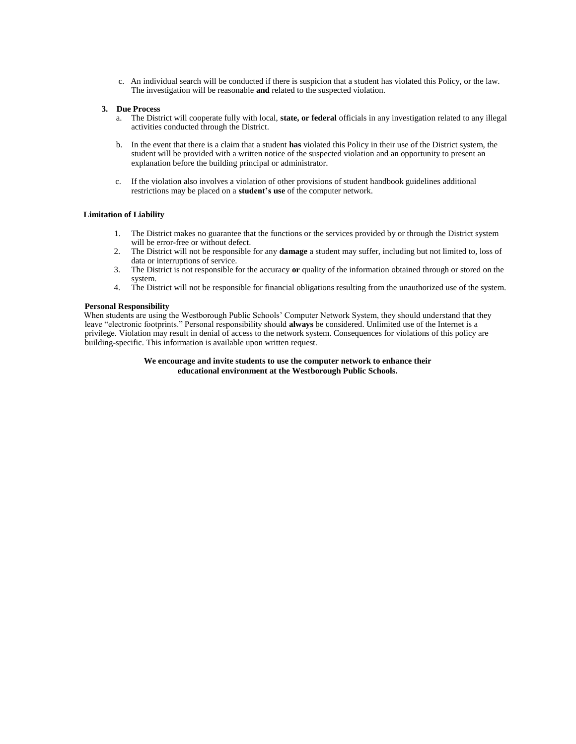c. An individual search will be conducted if there is suspicion that a student has violated this Policy, or the law. The investigation will be reasonable **and** related to the suspected violation.

3. **Due Process**
   a. The District will cooperate fully with local, **state, or federal** officials in any investigation related to any illegal activities conducted through the District.

   b. In the event that there is a claim that a student **has** violated this Policy in their use of the District system, the student will be provided with a written notice of the suspected violation and an opportunity to present an explanation before the building principal or administrator.

   c. If the violation also involves a violation of other provisions of student handbook guidelines additional restrictions may be placed on a **student's use** of the computer network.

**Limitation of Liability**

1. The District makes no guarantee that the functions or the services provided by or through the District system will be error-free or without defect.
2. The District will not be responsible for any **damage** a student may suffer, including but not limited to, loss of data or interruptions of service.
3. The District is not responsible for the accuracy **or** quality of the information obtained through or stored on the system.
4. The District will not be responsible for financial obligations resulting from the unauthorized use of the system.

**Personal Responsibility**

When students are using the Westborough Public Schools' Computer Network System, they should understand that they leave "electronic footprints." Personal responsibility should **always** be considered. Unlimited use of the Internet is a privilege. Violation may result in denial of access to the network system. Consequences for violations of this policy are building-specific. This information is available upon written request.

**We encourage and invite students to use the computer network to enhance their educational environment at the Westborough Public Schools.**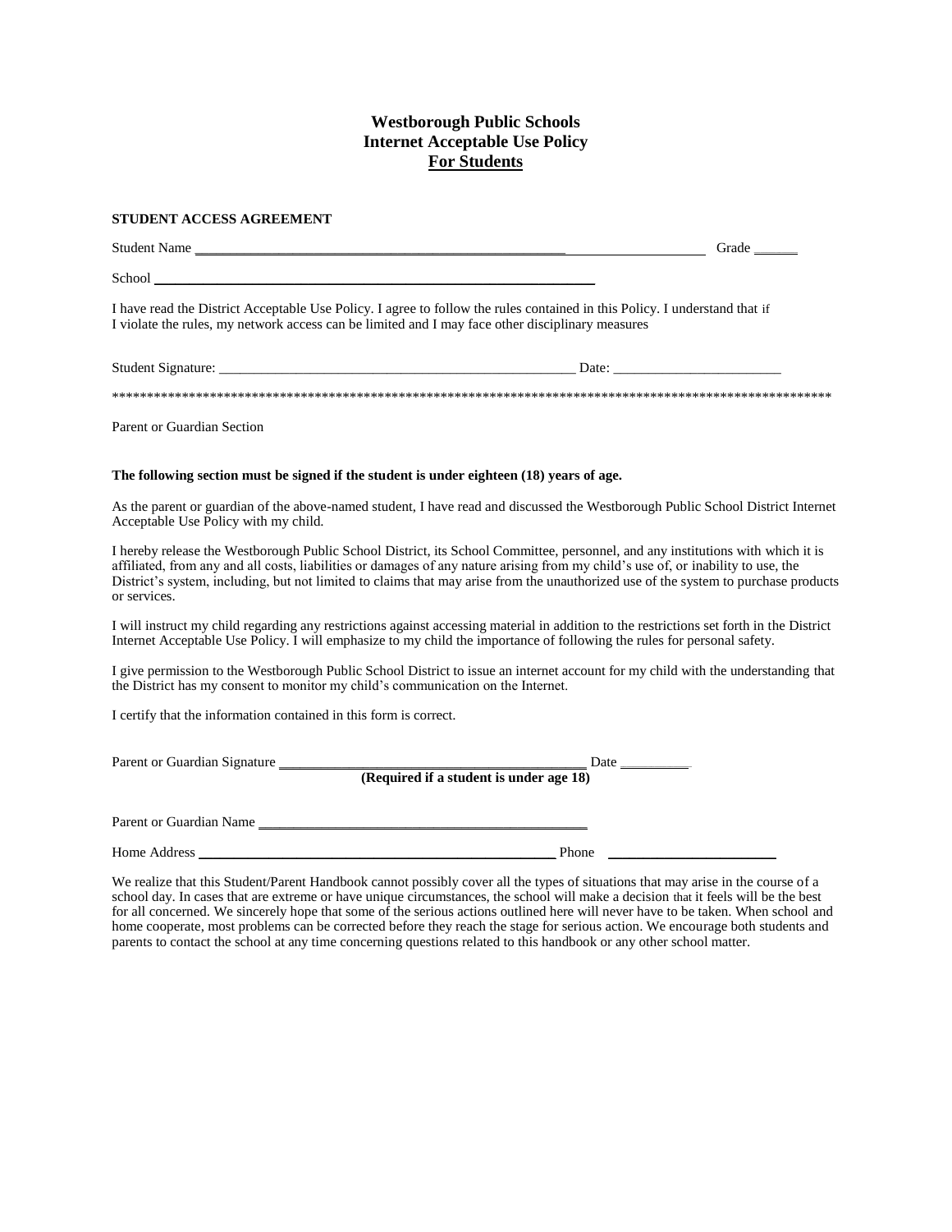# Westborough Public Schools
# Internet Acceptable Use Policy
# For Students

**STUDENT ACCESS AGREEMENT**

Student Name ____________________________________________________________ Grade ______

School ____________________________________________________________

I have read the District Acceptable Use Policy. I agree to follow the rules contained in this Policy. I understand that if I violate the rules, my network access can be limited and I may face other disciplinary measures

Student Signature: ___________________________________________________ Date: _______________________

*******************************************************************************************************

Parent or Guardian Section

**The following section must be signed if the student is under eighteen (18) years of age.**

As the parent or guardian of the above-named student, I have read and discussed the Westborough Public School District Internet Acceptable Use Policy with my child.

I hereby release the Westborough Public School District, its School Committee, personnel, and any institutions with which it is affiliated, from any and all costs, liabilities or damages of any nature arising from my child's use of, or inability to use, the District's system, including, but not limited to claims that may arise from the unauthorized use of the system to purchase products or services.

I will instruct my child regarding any restrictions against accessing material in addition to the restrictions set forth in the District Internet Acceptable Use Policy. I will emphasize to my child the importance of following the rules for personal safety.

I give permission to the Westborough Public School District to issue an internet account for my child with the understanding that the District has my consent to monitor my child's communication on the Internet.

I certify that the information contained in this form is correct.

Parent or Guardian Signature _____________________________________________ Date __________
**(Required if a student is under age 18)**

Parent or Guardian Name _________________________________________________

Home Address ______________________________________________________ Phone ________________________

We realize that this Student/Parent Handbook cannot possibly cover all the types of situations that may arise in the course of a school day. In cases that are extreme or have unique circumstances, the school will make a decision that it feels will be the best for all concerned. We sincerely hope that some of the serious actions outlined here will never have to be taken. When school and home cooperate, most problems can be corrected before they reach the stage for serious action. We encourage both students and parents to contact the school at any time concerning questions related to this handbook or any other school matter.